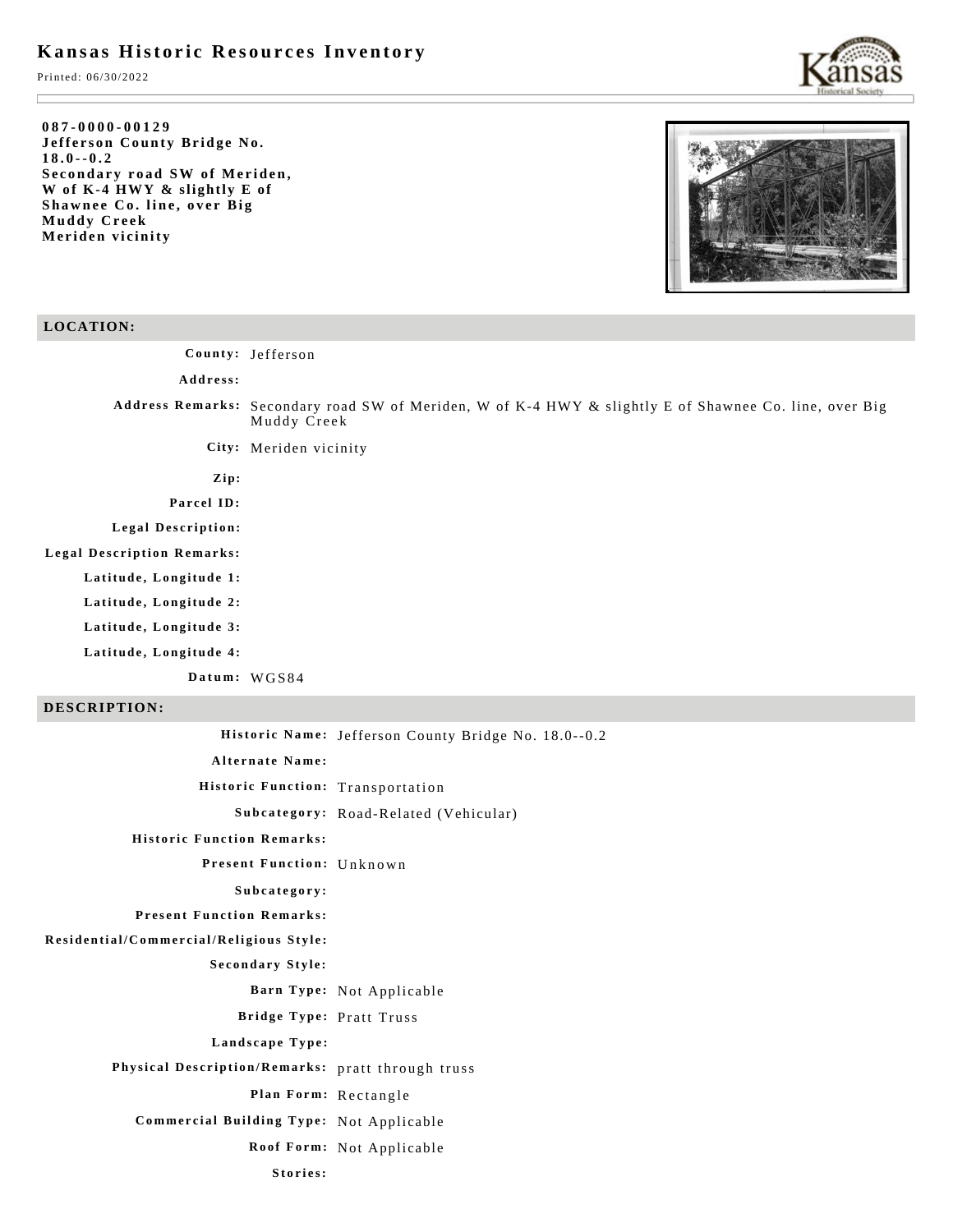# Kansas Historic Resources Inventory

Printed: 06/30/2022

**087-0000-00129**
**Jefferson County Bridge No. 18.0--0.2**
**Secondary road SW of Meriden, W of K-4 HWY & slightly E of Shawnee Co. line, over Big Muddy Creek**
**Meriden vicinity**

## LOCATION:

**County:** Jefferson

**Address:**

**Address Remarks:** Secondary road SW of Meriden, W of K-4 HWY & slightly E of Shawnee Co. line, over Big Muddy Creek

**City:** Meriden vicinity

**Zip:**

**Parcel ID:**

**Legal Description:**

**Legal Description Remarks:**

**Latitude, Longitude 1:**

**Latitude, Longitude 2:**

**Latitude, Longitude 3:**

**Latitude, Longitude 4:**

**Datum:** WGS84

## DESCRIPTION:

**Historic Name:** Jefferson County Bridge No. 18.0--0.2

**Alternate Name:**

**Historic Function:** Transportation

**Subcategory:** Road-Related (Vehicular)

**Historic Function Remarks:**

**Present Function:** Unknown

**Subcategory:**

**Present Function Remarks:**

**Residential/Commercial/Religious Style:**

**Secondary Style:**

**Barn Type:** Not Applicable

**Bridge Type:** Pratt Truss

**Landscape Type:**

**Physical Description/Remarks:** pratt through truss

**Plan Form:** Rectangle

**Commercial Building Type:** Not Applicable

**Roof Form:** Not Applicable

**Stories:**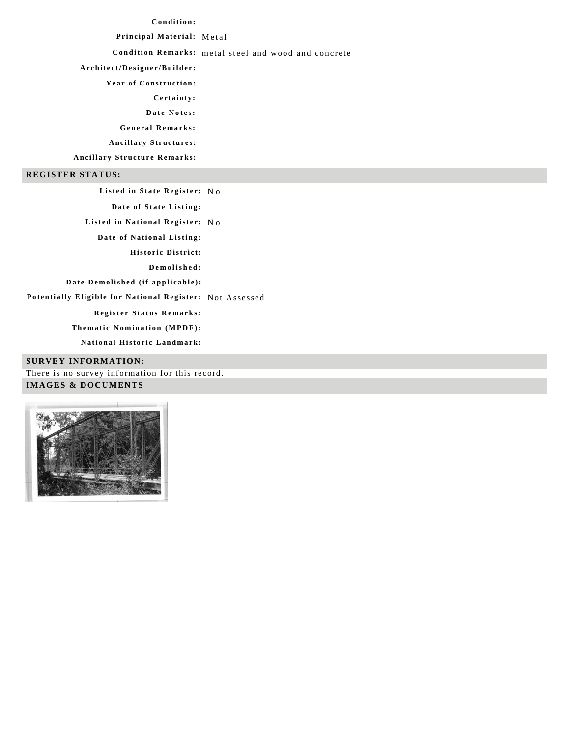**Condition:**

**Principal Material:** Metal

**Condition Remarks:** metal steel and wood and concrete

**Architect/Designer/Builder:**

**Year of Construction:**

**Certainty:**

**Date Notes:**

**General Remarks:**

**Ancillary Structures:**

**Ancillary Structure Remarks:**

## REGISTER STATUS:

**Listed in State Register:** No

**Date of State Listing:**

**Listed in National Register:** No

**Date of National Listing:**

**Historic District:**

**Demolished:**

**Date Demolished (if applicable):**

**Potentially Eligible for National Register:** Not Assessed

**Register Status Remarks:**

**Thematic Nomination (MPDF):**

**National Historic Landmark:**

## SURVEY INFORMATION:

There is no survey information for this record.

## IMAGES & DOCUMENTS